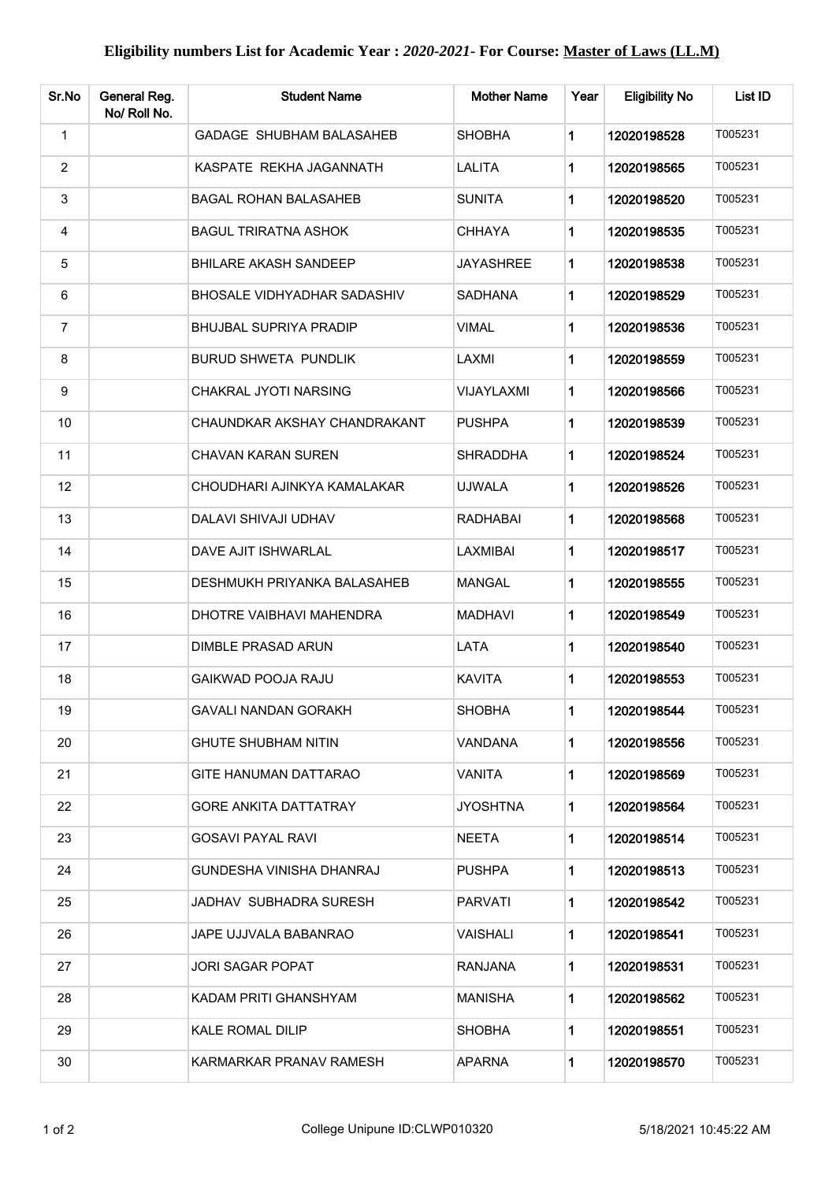**Eligibility numbers List for Academic Year :** ***2020-2021*****- For Course: Master of Laws (LL.M)**

| Sr.No | General Reg. No/ Roll No. | Student Name | Mother Name | Year | Eligibility No | List ID |
|---|---|---|---|---|---|---|
| 1 | | GADAGE SHUBHAM BALASAHEB | SHOBHA | 1 | 12020198528 | T005231 |
| 2 | | KASPATE REKHA JAGANNATH | LALITA | 1 | 12020198565 | T005231 |
| 3 | | BAGAL ROHAN BALASAHEB | SUNITA | 1 | 12020198520 | T005231 |
| 4 | | BAGUL TRIRATNA ASHOK | CHHAYA | 1 | 12020198535 | T005231 |
| 5 | | BHILARE AKASH SANDEEP | JAYASHREE | 1 | 12020198538 | T005231 |
| 6 | | BHOSALE VIDHYADHAR SADASHIV | SADHANA | 1 | 12020198529 | T005231 |
| 7 | | BHUJBAL SUPRIYA PRADIP | VIMAL | 1 | 12020198536 | T005231 |
| 8 | | BURUD SHWETA PUNDLIK | LAXMI | 1 | 12020198559 | T005231 |
| 9 | | CHAKRAL JYOTI NARSING | VIJAYLAXMI | 1 | 12020198566 | T005231 |
| 10 | | CHAUNDKAR AKSHAY CHANDRAKANT | PUSHPA | 1 | 12020198539 | T005231 |
| 11 | | CHAVAN KARAN SUREN | SHRADDHA | 1 | 12020198524 | T005231 |
| 12 | | CHOUDHARI AJINKYA KAMALAKAR | UJWALA | 1 | 12020198526 | T005231 |
| 13 | | DALAVI SHIVAJI UDHAV | RADHABAI | 1 | 12020198568 | T005231 |
| 14 | | DAVE AJIT ISHWARLAL | LAXMIBAI | 1 | 12020198517 | T005231 |
| 15 | | DESHMUKH PRIYANKA BALASAHEB | MANGAL | 1 | 12020198555 | T005231 |
| 16 | | DHOTRE VAIBHAVI MAHENDRA | MADHAVI | 1 | 12020198549 | T005231 |
| 17 | | DIMBLE PRASAD ARUN | LATA | 1 | 12020198540 | T005231 |
| 18 | | GAIKWAD POOJA RAJU | KAVITA | 1 | 12020198553 | T005231 |
| 19 | | GAVALI NANDAN GORAKH | SHOBHA | 1 | 12020198544 | T005231 |
| 20 | | GHUTE SHUBHAM NITIN | VANDANA | 1 | 12020198556 | T005231 |
| 21 | | GITE HANUMAN DATTARAO | VANITA | 1 | 12020198569 | T005231 |
| 22 | | GORE ANKITA DATTATRAY | JYOSHTNA | 1 | 12020198564 | T005231 |
| 23 | | GOSAVI PAYAL RAVI | NEETA | 1 | 12020198514 | T005231 |
| 24 | | GUNDESHA VINISHA DHANRAJ | PUSHPA | 1 | 12020198513 | T005231 |
| 25 | | JADHAV SUBHADRA SURESH | PARVATI | 1 | 12020198542 | T005231 |
| 26 | | JAPE UJJVALA BABANRAO | VAISHALI | 1 | 12020198541 | T005231 |
| 27 | | JORI SAGAR POPAT | RANJANA | 1 | 12020198531 | T005231 |
| 28 | | KADAM PRITI GHANSHYAM | MANISHA | 1 | 12020198562 | T005231 |
| 29 | | KALE ROMAL DILIP | SHOBHA | 1 | 12020198551 | T005231 |
| 30 | | KARMARKAR PRANAV RAMESH | APARNA | 1 | 12020198570 | T005231 |

College Unipune ID:CLWP010320 5/18/2021 10:45:22 AM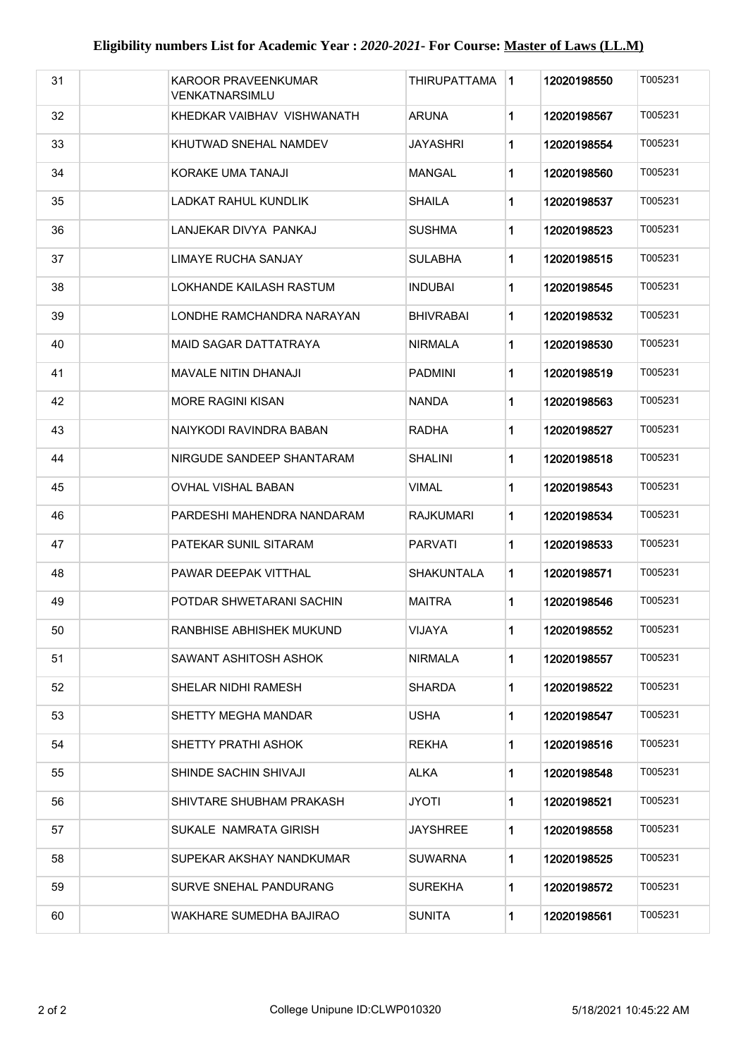## Eligibility numbers List for Academic Year : *2020-2021*- For Course: Master of Laws (LL.M)

| | | | | | | |
|---|---|---|---|---|---|---|
| 31 | | KAROOR PRAVEENKUMAR VENKATNARSIMLU | THIRUPATTAMA | 1 | 12020198550 | T005231 |
| 32 | | KHEDKAR VAIBHAV VISHWANATH | ARUNA | 1 | 12020198567 | T005231 |
| 33 | | KHUTWAD SNEHAL NAMDEV | JAYASHRI | 1 | 12020198554 | T005231 |
| 34 | | KORAKE UMA TANAJI | MANGAL | 1 | 12020198560 | T005231 |
| 35 | | LADKAT RAHUL KUNDLIK | SHAILA | 1 | 12020198537 | T005231 |
| 36 | | LANJEKAR DIVYA PANKAJ | SUSHMA | 1 | 12020198523 | T005231 |
| 37 | | LIMAYE RUCHA SANJAY | SULABHA | 1 | 12020198515 | T005231 |
| 38 | | LOKHANDE KAILASH RASTUM | INDUBAI | 1 | 12020198545 | T005231 |
| 39 | | LONDHE RAMCHANDRA NARAYAN | BHIVRABAI | 1 | 12020198532 | T005231 |
| 40 | | MAID SAGAR DATTATRAYA | NIRMALA | 1 | 12020198530 | T005231 |
| 41 | | MAVALE NITIN DHANAJI | PADMINI | 1 | 12020198519 | T005231 |
| 42 | | MORE RAGINI KISAN | NANDA | 1 | 12020198563 | T005231 |
| 43 | | NAIYKODI RAVINDRA BABAN | RADHA | 1 | 12020198527 | T005231 |
| 44 | | NIRGUDE SANDEEP SHANTARAM | SHALINI | 1 | 12020198518 | T005231 |
| 45 | | OVHAL VISHAL BABAN | VIMAL | 1 | 12020198543 | T005231 |
| 46 | | PARDESHI MAHENDRA NANDARAM | RAJKUMARI | 1 | 12020198534 | T005231 |
| 47 | | PATEKAR SUNIL SITARAM | PARVATI | 1 | 12020198533 | T005231 |
| 48 | | PAWAR DEEPAK VITTHAL | SHAKUNTALA | 1 | 12020198571 | T005231 |
| 49 | | POTDAR SHWETARANI SACHIN | MAITRA | 1 | 12020198546 | T005231 |
| 50 | | RANBHISE ABHISHEK MUKUND | VIJAYA | 1 | 12020198552 | T005231 |
| 51 | | SAWANT ASHITOSH ASHOK | NIRMALA | 1 | 12020198557 | T005231 |
| 52 | | SHELAR NIDHI RAMESH | SHARDA | 1 | 12020198522 | T005231 |
| 53 | | SHETTY MEGHA MANDAR | USHA | 1 | 12020198547 | T005231 |
| 54 | | SHETTY PRATHI ASHOK | REKHA | 1 | 12020198516 | T005231 |
| 55 | | SHINDE SACHIN SHIVAJI | ALKA | 1 | 12020198548 | T005231 |
| 56 | | SHIVTARE SHUBHAM PRAKASH | JYOTI | 1 | 12020198521 | T005231 |
| 57 | | SUKALE NAMRATA GIRISH | JAYSHREE | 1 | 12020198558 | T005231 |
| 58 | | SUPEKAR AKSHAY NANDKUMAR | SUWARNA | 1 | 12020198525 | T005231 |
| 59 | | SURVE SNEHAL PANDURANG | SUREKHA | 1 | 12020198572 | T005231 |
| 60 | | WAKHARE SUMEDHA BAJIRAO | SUNITA | 1 | 12020198561 | T005231 |

College Unipune ID:CLWP010320

5/18/2021 10:45:22 AM